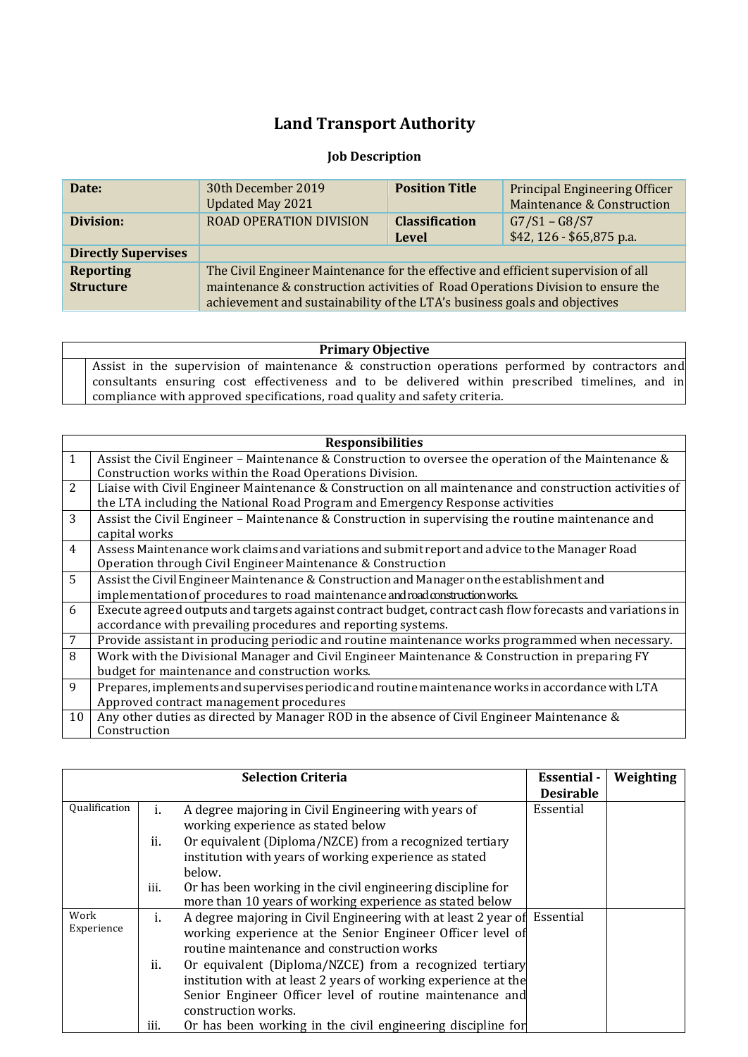# Land Transport Authority

### Job Description

| Date: | 30th December 2019<br>Updated May 2021 | Position Title | Principal Engineering Officer<br>Maintenance & Construction |
|---|---|---|---|
| Division: | ROAD OPERATION DIVISION | Classification Level | G7/S1 – G8/S7<br>$42, 126 - $65,875 p.a. |
| Directly Supervises | | | |
| Reporting Structure | The Civil Engineer Maintenance for the effective and efficient supervision of all maintenance & construction activities of Road Operations Division to ensure the achievement and sustainability of the LTA's business goals and objectives | | |

| Primary Objective |
|---|
| Assist in the supervision of maintenance & construction operations performed by contractors and consultants ensuring cost effectiveness and to be delivered within prescribed timelines, and in compliance with approved specifications, road quality and safety criteria. |

| | Responsibilities |
|---|---|
| 1 | Assist the Civil Engineer – Maintenance & Construction to oversee the operation of the Maintenance & Construction works within the Road Operations Division. |
| 2 | Liaise with Civil Engineer Maintenance & Construction on all maintenance and construction activities of the LTA including the National Road Program and Emergency Response activities |
| 3 | Assist the Civil Engineer – Maintenance & Construction in supervising the routine maintenance and capital works |
| 4 | Assess Maintenance work claims and variations and submit report and advice to the Manager Road Operation through Civil Engineer Maintenance & Construction |
| 5 | Assist the Civil Engineer Maintenance & Construction and Manager on the establishment and implementation of procedures to road maintenance and road construction works. |
| 6 | Execute agreed outputs and targets against contract budget, contract cash flow forecasts and variations in accordance with prevailing procedures and reporting systems. |
| 7 | Provide assistant in producing periodic and routine maintenance works programmed when necessary. |
| 8 | Work with the Divisional Manager and Civil Engineer Maintenance & Construction in preparing FY budget for maintenance and construction works. |
| 9 | Prepares, implements and supervises periodic and routine maintenance works in accordance with LTA Approved contract management procedures |
| 10 | Any other duties as directed by Manager ROD in the absence of Civil Engineer Maintenance & Construction |

| Selection Criteria | | | Essential - Desirable | Weighting |
|---|---|---|---|---|
| Qualification | i. | A degree majoring in Civil Engineering with years of working experience as stated below | Essential | |
| | ii. | Or equivalent (Diploma/NZCE) from a recognized tertiary institution with years of working experience as stated below. | | |
| | iii. | Or has been working in the civil engineering discipline for more than 10 years of working experience as stated below | | |
| Work Experience | i. | A degree majoring in Civil Engineering with at least 2 year of working experience at the Senior Engineer Officer level of routine maintenance and construction works | Essential | |
| | ii. | Or equivalent (Diploma/NZCE) from a recognized tertiary institution with at least 2 years of working experience at the Senior Engineer Officer level of routine maintenance and construction works. | | |
| | iii. | Or has been working in the civil engineering discipline for | | |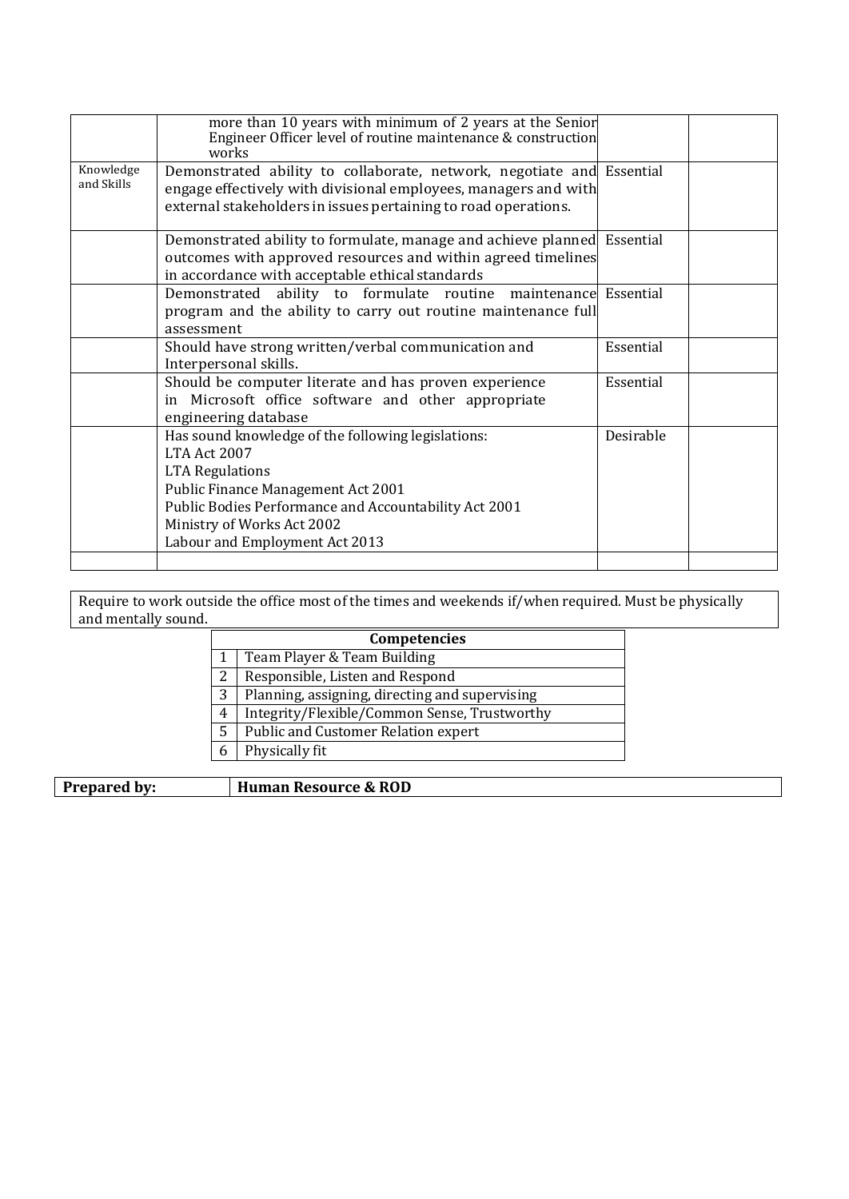| | | | |
|---|---|---|---|
| | more than 10 years with minimum of 2 years at the Senior Engineer Officer level of routine maintenance & construction works | | |
| Knowledge and Skills | Demonstrated ability to collaborate, network, negotiate and engage effectively with divisional employees, managers and with external stakeholders in issues pertaining to road operations. | Essential | |
| | Demonstrated ability to formulate, manage and achieve planned outcomes with approved resources and within agreed timelines in accordance with acceptable ethical standards | Essential | |
| | Demonstrated ability to formulate routine maintenance program and the ability to carry out routine maintenance full assessment | Essential | |
| | Should have strong written/verbal communication and Interpersonal skills. | Essential | |
| | Should be computer literate and has proven experience in Microsoft office software and other appropriate engineering database | Essential | |
| | Has sound knowledge of the following legislations:<br>LTA Act 2007<br>LTA Regulations<br>Public Finance Management Act 2001<br>Public Bodies Performance and Accountability Act 2001<br>Ministry of Works Act 2002<br>Labour and Employment Act 2013 | Desirable | |
| | | | |

Require to work outside the office most of the times and weekends if/when required. Must be physically and mentally sound.

| | Competencies |
|---|---|
| 1 | Team Player & Team Building |
| 2 | Responsible, Listen and Respond |
| 3 | Planning, assigning, directing and supervising |
| 4 | Integrity/Flexible/Common Sense, Trustworthy |
| 5 | Public and Customer Relation expert |
| 6 | Physically fit |

| | |
|---|---|
| **Prepared by:** | **Human Resource & ROD** |